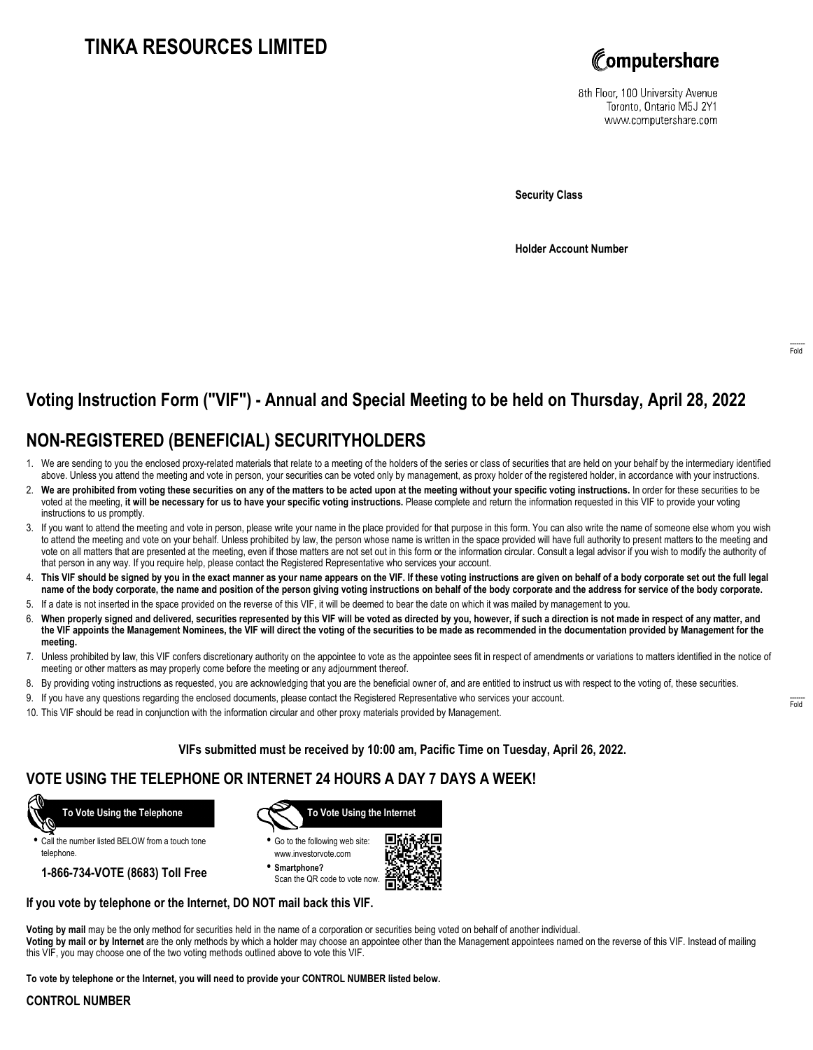# TINKA RESOURCES LIMITED

Computershare

8th Floor, 100 University Avenue
Toronto, Ontario M5J 2Y1
www.computershare.com

**Security Class**

**Holder Account Number**

Fold

## Voting Instruction Form ("VIF") - Annual and Special Meeting to be held on Thursday, April 28, 2022

## NON-REGISTERED (BENEFICIAL) SECURITYHOLDERS

1. We are sending to you the enclosed proxy-related materials that relate to a meeting of the holders of the series or class of securities that are held on your behalf by the intermediary identified above. Unless you attend the meeting and vote in person, your securities can be voted only by management, as proxy holder of the registered holder, in accordance with your instructions.
2. **We are prohibited from voting these securities on any of the matters to be acted upon at the meeting without your specific voting instructions.** In order for these securities to be voted at the meeting, **it will be necessary for us to have your specific voting instructions.** Please complete and return the information requested in this VIF to provide your voting instructions to us promptly.
3. If you want to attend the meeting and vote in person, please write your name in the place provided for that purpose in this form. You can also write the name of someone else whom you wish to attend the meeting and vote on your behalf. Unless prohibited by law, the person whose name is written in the space provided will have full authority to present matters to the meeting and vote on all matters that are presented at the meeting, even if those matters are not set out in this form or the information circular. Consult a legal advisor if you wish to modify the authority of that person in any way. If you require help, please contact the Registered Representative who services your account.
4. **This VIF should be signed by you in the exact manner as your name appears on the VIF. If these voting instructions are given on behalf of a body corporate set out the full legal name of the body corporate, the name and position of the person giving voting instructions on behalf of the body corporate and the address for service of the body corporate.**
5. If a date is not inserted in the space provided on the reverse of this VIF, it will be deemed to bear the date on which it was mailed by management to you.
6. **When properly signed and delivered, securities represented by this VIF will be voted as directed by you, however, if such a direction is not made in respect of any matter, and the VIF appoints the Management Nominees, the VIF will direct the voting of the securities to be made as recommended in the documentation provided by Management for the meeting.**
7. Unless prohibited by law, this VIF confers discretionary authority on the appointee to vote as the appointee sees fit in respect of amendments or variations to matters identified in the notice of meeting or other matters as may properly come before the meeting or any adjournment thereof.
8. By providing voting instructions as requested, you are acknowledging that you are the beneficial owner of, and are entitled to instruct us with respect to the voting of, these securities.
9. If you have any questions regarding the enclosed documents, please contact the Registered Representative who services your account.
10. This VIF should be read in conjunction with the information circular and other proxy materials provided by Management.

Fold

**VIFs submitted must be received by 10:00 am, Pacific Time on Tuesday, April 26, 2022.**

## VOTE USING THE TELEPHONE OR INTERNET 24 HOURS A DAY 7 DAYS A WEEK!

**To Vote Using the Telephone**

- Call the number listed BELOW from a touch tone telephone.

**1-866-734-VOTE (8683) Toll Free**

**To Vote Using the Internet**

- Go to the following web site: www.investorvote.com
- **Smartphone?** Scan the QR code to vote now.

**If you vote by telephone or the Internet, DO NOT mail back this VIF.**

**Voting by mail** may be the only method for securities held in the name of a corporation or securities being voted on behalf of another individual.
**Voting by mail or by Internet** are the only methods by which a holder may choose an appointee other than the Management appointees named on the reverse of this VIF. Instead of mailing this VIF, you may choose one of the two voting methods outlined above to vote this VIF.

**To vote by telephone or the Internet, you will need to provide your CONTROL NUMBER listed below.**

**CONTROL NUMBER**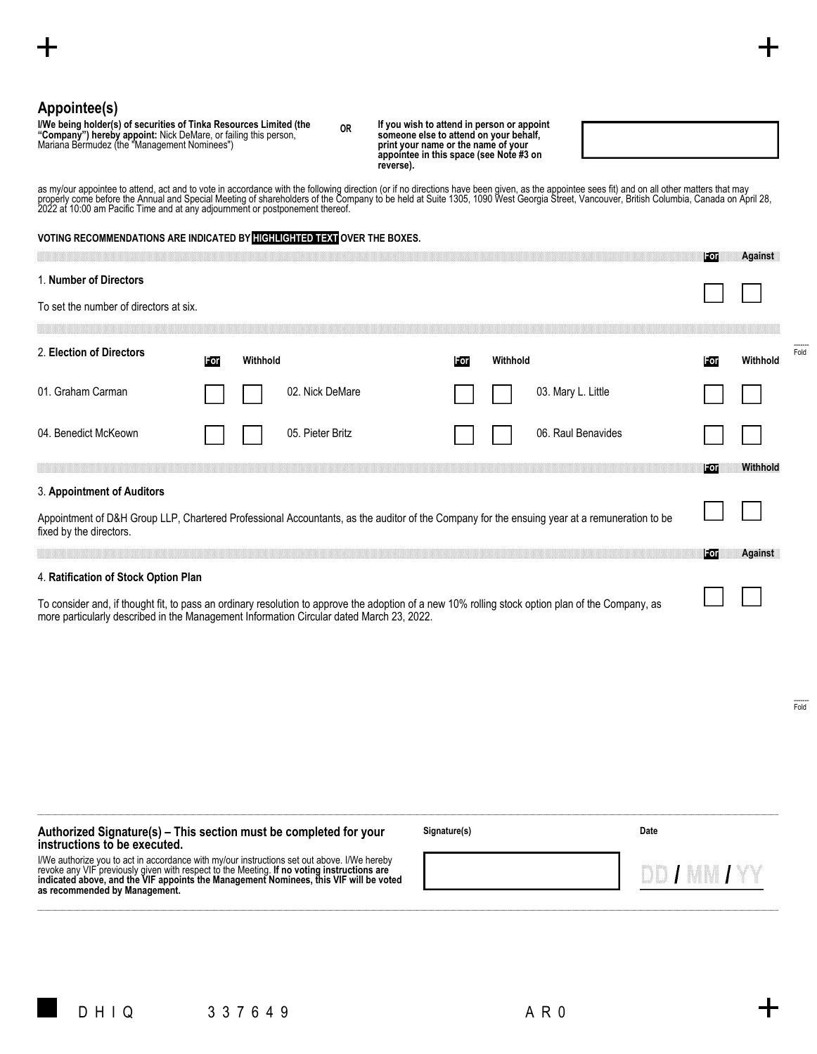## Appointee(s)

**I/We being holder(s) of securities of Tinka Resources Limited (the "Company") hereby appoint:** Nick DeMare, or failing this person, Mariana Bermudez (the "Management Nominees")

**OR**

**If you wish to attend in person or appoint someone else to attend on your behalf, print your name or the name of your appointee in this space (see Note #3 on reverse).**

as my/our appointee to attend, act and to vote in accordance with the following direction (or if no directions have been given, as the appointee sees fit) and on all other matters that may properly come before the Annual and Special Meeting of shareholders of the Company to be held at Suite 1305, 1090 West Georgia Street, Vancouver, British Columbia, Canada on April 28, 2022 at 10:00 am Pacific Time and at any adjournment or postponement thereof.

**VOTING RECOMMENDATIONS ARE INDICATED BY HIGHLIGHTED TEXT OVER THE BOXES.**

| | For | Against |
|---|---|---|
| 1. **Number of Directors**<br>To set the number of directors at six. | ☐ | ☐ |

2. **Election of Directors**

| | For | Withhold | | For | Withhold | | For | Withhold |
|---|---|---|---|---|---|---|---|---|
| 01. Graham Carman | ☐ | ☐ | 02. Nick DeMare | ☐ | ☐ | 03. Mary L. Little | ☐ | ☐ |
| 04. Benedict McKeown | ☐ | ☐ | 05. Pieter Britz | ☐ | ☐ | 06. Raul Benavides | ☐ | ☐ |

| | For | Withhold |
|---|---|---|
| 3. **Appointment of Auditors**<br>Appointment of D&H Group LLP, Chartered Professional Accountants, as the auditor of the Company for the ensuing year at a remuneration to be fixed by the directors. | ☐ | ☐ |

| | For | Against |
|---|---|---|
| 4. **Ratification of Stock Option Plan**<br>To consider and, if thought fit, to pass an ordinary resolution to approve the adoption of a new 10% rolling stock option plan of the Company, as more particularly described in the Management Information Circular dated March 23, 2022. | ☐ | ☐ |

**Authorized Signature(s) – This section must be completed for your instructions to be executed.**

I/We authorize you to act in accordance with my/our instructions set out above. I/We hereby revoke any VIF previously given with respect to the Meeting. **If no voting instructions are indicated above, and the VIF appoints the Management Nominees, this VIF will be voted as recommended by Management.**

Signature(s)

Date

DD / MM / YY

D H I Q 3 3 7 6 4 9 A R 0